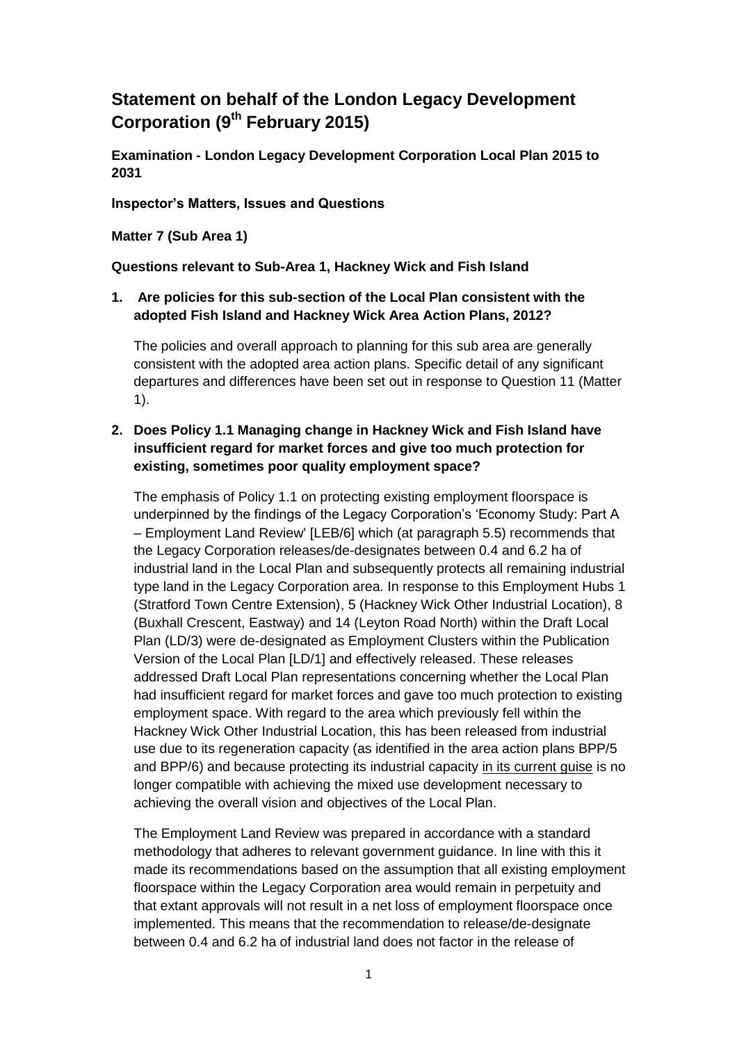# Statement on behalf of the London Legacy Development Corporation (9th February 2015)

**Examination - London Legacy Development Corporation Local Plan 2015 to 2031**

**Inspector's Matters, Issues and Questions**

**Matter 7 (Sub Area 1)**

**Questions relevant to Sub-Area 1, Hackney Wick and Fish Island**

**1. Are policies for this sub-section of the Local Plan consistent with the adopted Fish Island and Hackney Wick Area Action Plans, 2012?**

The policies and overall approach to planning for this sub area are generally consistent with the adopted area action plans. Specific detail of any significant departures and differences have been set out in response to Question 11 (Matter 1).

**2. Does Policy 1.1 Managing change in Hackney Wick and Fish Island have insufficient regard for market forces and give too much protection for existing, sometimes poor quality employment space?**

The emphasis of Policy 1.1 on protecting existing employment floorspace is underpinned by the findings of the Legacy Corporation's 'Economy Study: Part A – Employment Land Review' [LEB/6] which (at paragraph 5.5) recommends that the Legacy Corporation releases/de-designates between 0.4 and 6.2 ha of industrial land in the Local Plan and subsequently protects all remaining industrial type land in the Legacy Corporation area. In response to this Employment Hubs 1 (Stratford Town Centre Extension), 5 (Hackney Wick Other Industrial Location), 8 (Buxhall Crescent, Eastway) and 14 (Leyton Road North) within the Draft Local Plan (LD/3) were de-designated as Employment Clusters within the Publication Version of the Local Plan [LD/1] and effectively released. These releases addressed Draft Local Plan representations concerning whether the Local Plan had insufficient regard for market forces and gave too much protection to existing employment space. With regard to the area which previously fell within the Hackney Wick Other Industrial Location, this has been released from industrial use due to its regeneration capacity (as identified in the area action plans BPP/5 and BPP/6) and because protecting its industrial capacity <u>in its current guise</u> is no longer compatible with achieving the mixed use development necessary to achieving the overall vision and objectives of the Local Plan.

The Employment Land Review was prepared in accordance with a standard methodology that adheres to relevant government guidance. In line with this it made its recommendations based on the assumption that all existing employment floorspace within the Legacy Corporation area would remain in perpetuity and that extant approvals will not result in a net loss of employment floorspace once implemented. This means that the recommendation to release/de-designate between 0.4 and 6.2 ha of industrial land does not factor in the release of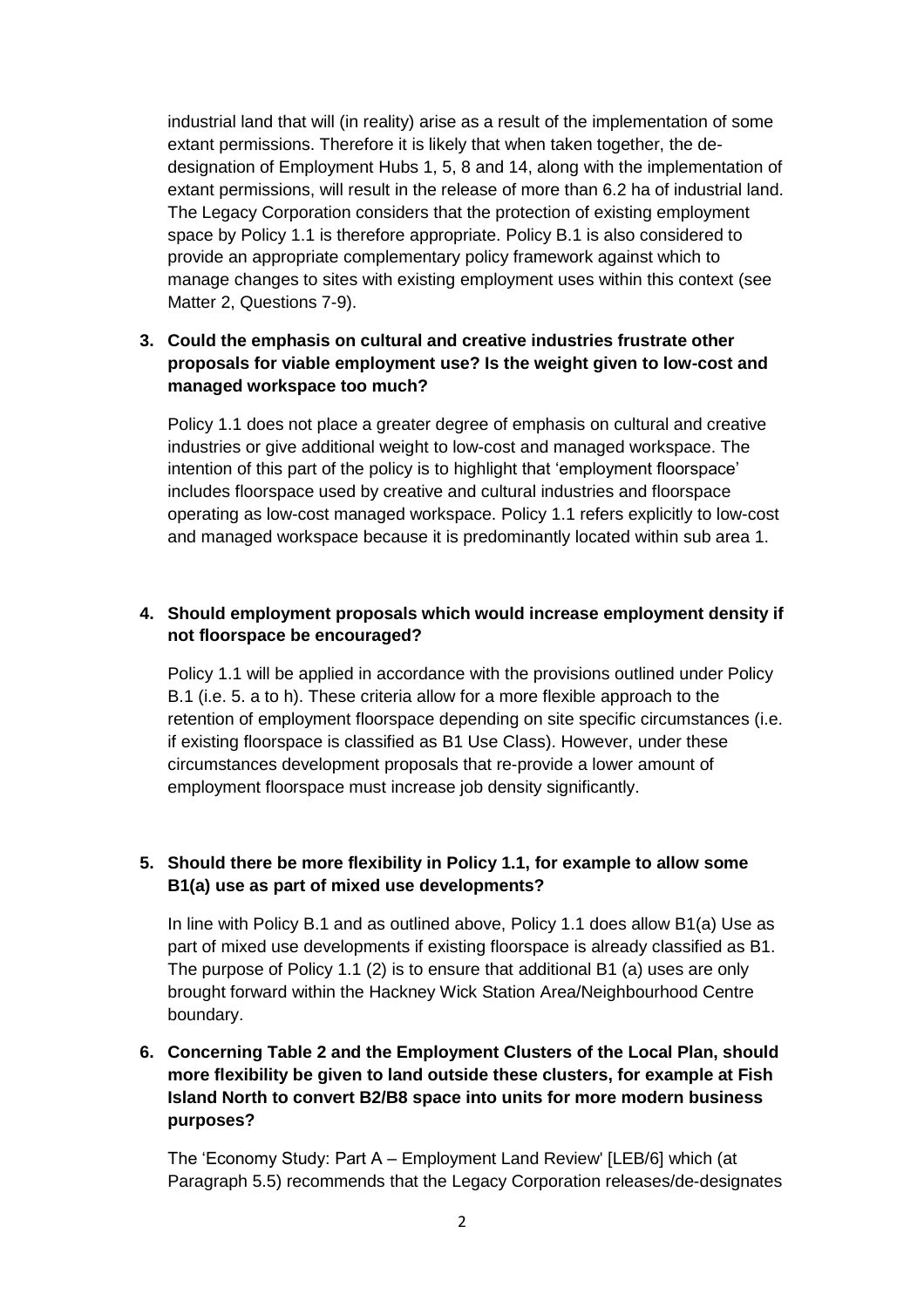industrial land that will (in reality) arise as a result of the implementation of some extant permissions. Therefore it is likely that when taken together, the de-designation of Employment Hubs 1, 5, 8 and 14, along with the implementation of extant permissions, will result in the release of more than 6.2 ha of industrial land. The Legacy Corporation considers that the protection of existing employment space by Policy 1.1 is therefore appropriate. Policy B.1 is also considered to provide an appropriate complementary policy framework against which to manage changes to sites with existing employment uses within this context (see Matter 2, Questions 7-9).

**3. Could the emphasis on cultural and creative industries frustrate other proposals for viable employment use? Is the weight given to low-cost and managed workspace too much?**

Policy 1.1 does not place a greater degree of emphasis on cultural and creative industries or give additional weight to low-cost and managed workspace. The intention of this part of the policy is to highlight that 'employment floorspace' includes floorspace used by creative and cultural industries and floorspace operating as low-cost managed workspace. Policy 1.1 refers explicitly to low-cost and managed workspace because it is predominantly located within sub area 1.

**4. Should employment proposals which would increase employment density if not floorspace be encouraged?**

Policy 1.1 will be applied in accordance with the provisions outlined under Policy B.1 (i.e. 5. a to h). These criteria allow for a more flexible approach to the retention of employment floorspace depending on site specific circumstances (i.e. if existing floorspace is classified as B1 Use Class). However, under these circumstances development proposals that re-provide a lower amount of employment floorspace must increase job density significantly.

**5. Should there be more flexibility in Policy 1.1, for example to allow some B1(a) use as part of mixed use developments?**

In line with Policy B.1 and as outlined above, Policy 1.1 does allow B1(a) Use as part of mixed use developments if existing floorspace is already classified as B1. The purpose of Policy 1.1 (2) is to ensure that additional B1 (a) uses are only brought forward within the Hackney Wick Station Area/Neighbourhood Centre boundary.

**6. Concerning Table 2 and the Employment Clusters of the Local Plan, should more flexibility be given to land outside these clusters, for example at Fish Island North to convert B2/B8 space into units for more modern business purposes?**

The 'Economy Study: Part A – Employment Land Review' [LEB/6] which (at Paragraph 5.5) recommends that the Legacy Corporation releases/de-designates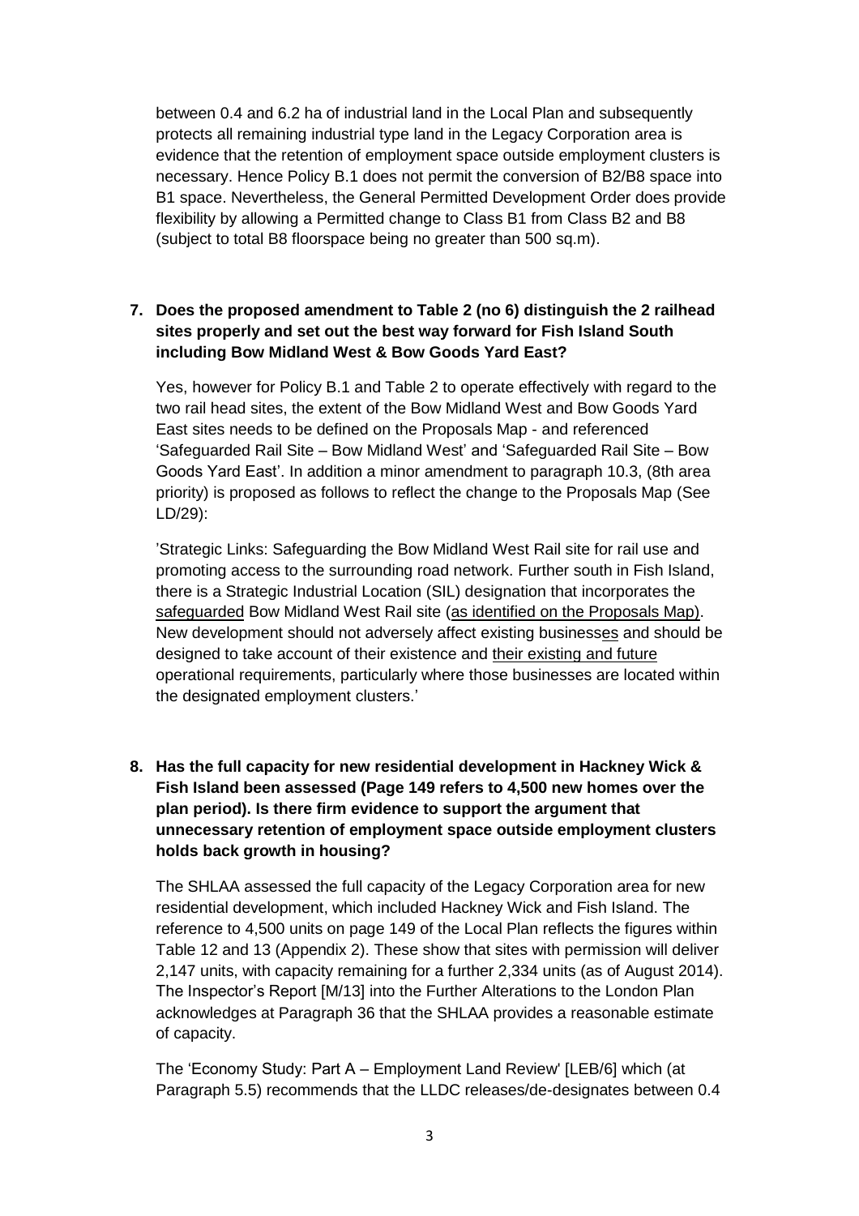between 0.4 and 6.2 ha of industrial land in the Local Plan and subsequently protects all remaining industrial type land in the Legacy Corporation area is evidence that the retention of employment space outside employment clusters is necessary. Hence Policy B.1 does not permit the conversion of B2/B8 space into B1 space. Nevertheless, the General Permitted Development Order does provide flexibility by allowing a Permitted change to Class B1 from Class B2 and B8 (subject to total B8 floorspace being no greater than 500 sq.m).

**7. Does the proposed amendment to Table 2 (no 6) distinguish the 2 railhead sites properly and set out the best way forward for Fish Island South including Bow Midland West & Bow Goods Yard East?**

Yes, however for Policy B.1 and Table 2 to operate effectively with regard to the two rail head sites, the extent of the Bow Midland West and Bow Goods Yard East sites needs to be defined on the Proposals Map - and referenced 'Safeguarded Rail Site – Bow Midland West' and 'Safeguarded Rail Site – Bow Goods Yard East'. In addition a minor amendment to paragraph 10.3, (8th area priority) is proposed as follows to reflect the change to the Proposals Map (See LD/29):

'Strategic Links: Safeguarding the Bow Midland West Rail site for rail use and promoting access to the surrounding road network. Further south in Fish Island, there is a Strategic Industrial Location (SIL) designation that incorporates the <u>safeguarded</u> Bow Midland West Rail site (<u>as identified on the Proposals Map)</u>. New development should not adversely affect existing business<u>es</u> and should be designed to take account of their existence and <u>their existing and future</u> operational requirements, particularly where those businesses are located within the designated employment clusters.'

**8. Has the full capacity for new residential development in Hackney Wick & Fish Island been assessed (Page 149 refers to 4,500 new homes over the plan period). Is there firm evidence to support the argument that unnecessary retention of employment space outside employment clusters holds back growth in housing?**

The SHLAA assessed the full capacity of the Legacy Corporation area for new residential development, which included Hackney Wick and Fish Island. The reference to 4,500 units on page 149 of the Local Plan reflects the figures within Table 12 and 13 (Appendix 2). These show that sites with permission will deliver 2,147 units, with capacity remaining for a further 2,334 units (as of August 2014). The Inspector's Report [M/13] into the Further Alterations to the London Plan acknowledges at Paragraph 36 that the SHLAA provides a reasonable estimate of capacity.

The 'Economy Study: Part A – Employment Land Review' [LEB/6] which (at Paragraph 5.5) recommends that the LLDC releases/de-designates between 0.4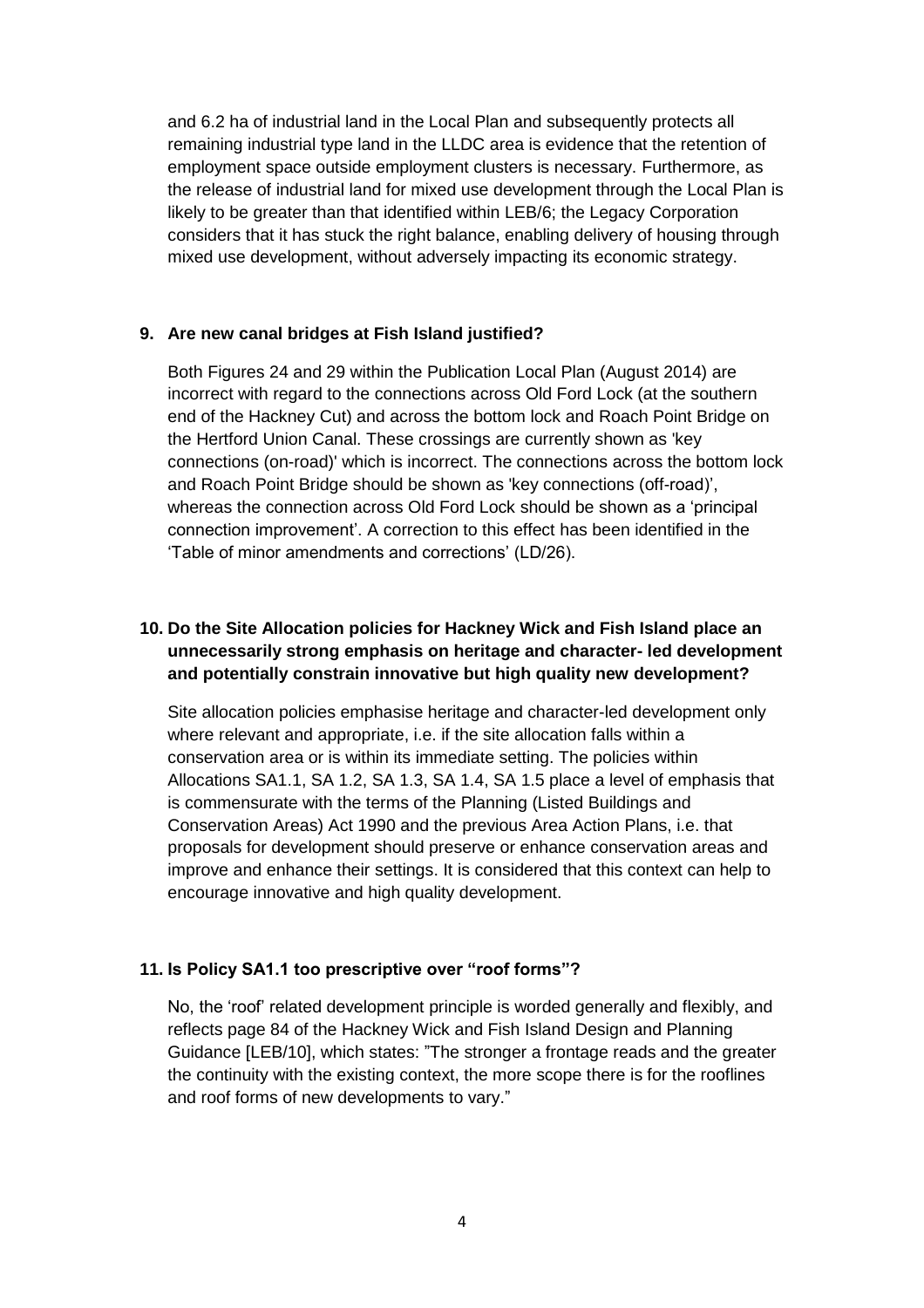and 6.2 ha of industrial land in the Local Plan and subsequently protects all remaining industrial type land in the LLDC area is evidence that the retention of employment space outside employment clusters is necessary. Furthermore, as the release of industrial land for mixed use development through the Local Plan is likely to be greater than that identified within LEB/6; the Legacy Corporation considers that it has stuck the right balance, enabling delivery of housing through mixed use development, without adversely impacting its economic strategy.

**9. Are new canal bridges at Fish Island justified?**

Both Figures 24 and 29 within the Publication Local Plan (August 2014) are incorrect with regard to the connections across Old Ford Lock (at the southern end of the Hackney Cut) and across the bottom lock and Roach Point Bridge on the Hertford Union Canal. These crossings are currently shown as 'key connections (on-road)' which is incorrect. The connections across the bottom lock and Roach Point Bridge should be shown as 'key connections (off-road)', whereas the connection across Old Ford Lock should be shown as a 'principal connection improvement'. A correction to this effect has been identified in the 'Table of minor amendments and corrections' (LD/26).

**10. Do the Site Allocation policies for Hackney Wick and Fish Island place an unnecessarily strong emphasis on heritage and character- led development and potentially constrain innovative but high quality new development?**

Site allocation policies emphasise heritage and character-led development only where relevant and appropriate, i.e. if the site allocation falls within a conservation area or is within its immediate setting. The policies within Allocations SA1.1, SA 1.2, SA 1.3, SA 1.4, SA 1.5 place a level of emphasis that is commensurate with the terms of the Planning (Listed Buildings and Conservation Areas) Act 1990 and the previous Area Action Plans, i.e. that proposals for development should preserve or enhance conservation areas and improve and enhance their settings. It is considered that this context can help to encourage innovative and high quality development.

**11. Is Policy SA1.1 too prescriptive over "roof forms"?**

No, the 'roof' related development principle is worded generally and flexibly, and reflects page 84 of the Hackney Wick and Fish Island Design and Planning Guidance [LEB/10], which states: "The stronger a frontage reads and the greater the continuity with the existing context, the more scope there is for the rooflines and roof forms of new developments to vary."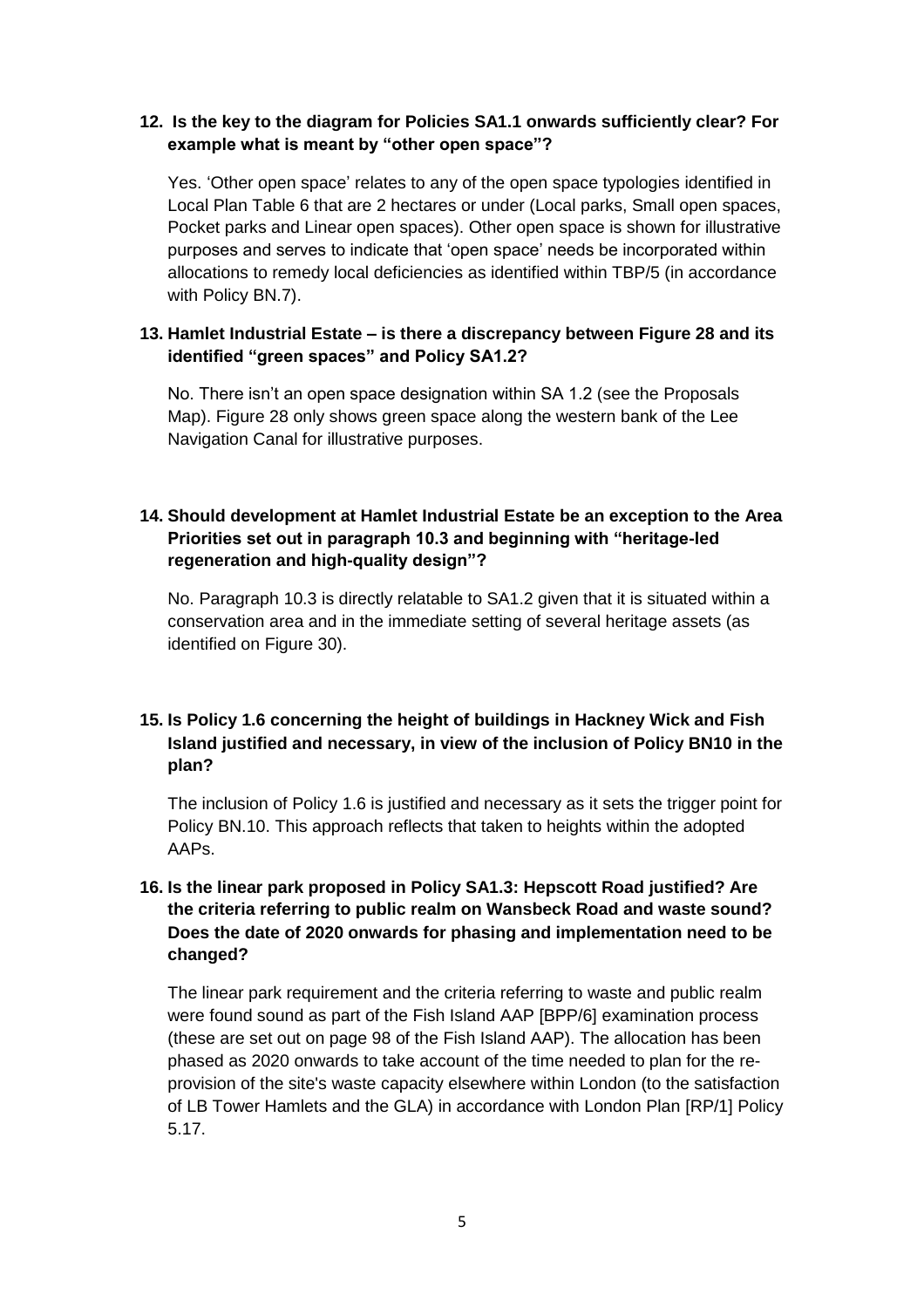**12. Is the key to the diagram for Policies SA1.1 onwards sufficiently clear? For example what is meant by "other open space"?**

Yes. 'Other open space' relates to any of the open space typologies identified in Local Plan Table 6 that are 2 hectares or under (Local parks, Small open spaces, Pocket parks and Linear open spaces). Other open space is shown for illustrative purposes and serves to indicate that 'open space' needs be incorporated within allocations to remedy local deficiencies as identified within TBP/5 (in accordance with Policy BN.7).

**13. Hamlet Industrial Estate – is there a discrepancy between Figure 28 and its identified "green spaces" and Policy SA1.2?**

No. There isn't an open space designation within SA 1.2 (see the Proposals Map). Figure 28 only shows green space along the western bank of the Lee Navigation Canal for illustrative purposes.

**14. Should development at Hamlet Industrial Estate be an exception to the Area Priorities set out in paragraph 10.3 and beginning with "heritage-led regeneration and high-quality design"?**

No. Paragraph 10.3 is directly relatable to SA1.2 given that it is situated within a conservation area and in the immediate setting of several heritage assets (as identified on Figure 30).

**15. Is Policy 1.6 concerning the height of buildings in Hackney Wick and Fish Island justified and necessary, in view of the inclusion of Policy BN10 in the plan?**

The inclusion of Policy 1.6 is justified and necessary as it sets the trigger point for Policy BN.10. This approach reflects that taken to heights within the adopted AAPs.

**16. Is the linear park proposed in Policy SA1.3: Hepscott Road justified? Are the criteria referring to public realm on Wansbeck Road and waste sound? Does the date of 2020 onwards for phasing and implementation need to be changed?**

The linear park requirement and the criteria referring to waste and public realm were found sound as part of the Fish Island AAP [BPP/6] examination process (these are set out on page 98 of the Fish Island AAP). The allocation has been phased as 2020 onwards to take account of the time needed to plan for the re-provision of the site's waste capacity elsewhere within London (to the satisfaction of LB Tower Hamlets and the GLA) in accordance with London Plan [RP/1] Policy 5.17.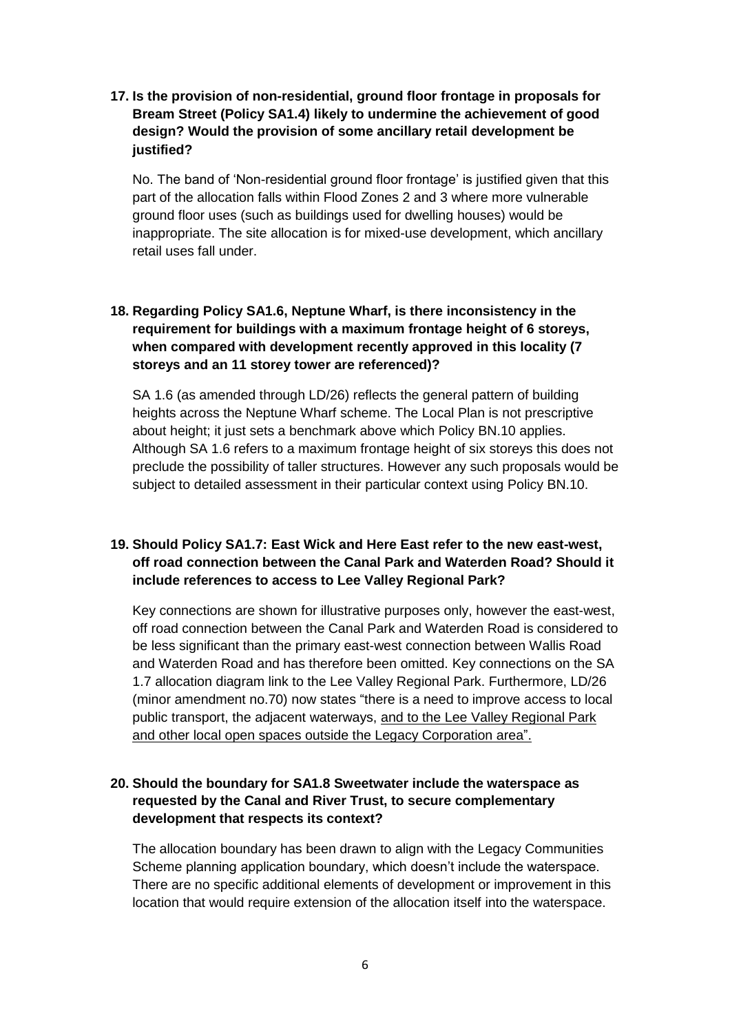**17. Is the provision of non-residential, ground floor frontage in proposals for Bream Street (Policy SA1.4) likely to undermine the achievement of good design? Would the provision of some ancillary retail development be justified?**

No. The band of 'Non-residential ground floor frontage' is justified given that this part of the allocation falls within Flood Zones 2 and 3 where more vulnerable ground floor uses (such as buildings used for dwelling houses) would be inappropriate. The site allocation is for mixed-use development, which ancillary retail uses fall under.

**18. Regarding Policy SA1.6, Neptune Wharf, is there inconsistency in the requirement for buildings with a maximum frontage height of 6 storeys, when compared with development recently approved in this locality (7 storeys and an 11 storey tower are referenced)?**

SA 1.6 (as amended through LD/26) reflects the general pattern of building heights across the Neptune Wharf scheme. The Local Plan is not prescriptive about height; it just sets a benchmark above which Policy BN.10 applies. Although SA 1.6 refers to a maximum frontage height of six storeys this does not preclude the possibility of taller structures. However any such proposals would be subject to detailed assessment in their particular context using Policy BN.10.

**19. Should Policy SA1.7: East Wick and Here East refer to the new east-west, off road connection between the Canal Park and Waterden Road? Should it include references to access to Lee Valley Regional Park?**

Key connections are shown for illustrative purposes only, however the east-west, off road connection between the Canal Park and Waterden Road is considered to be less significant than the primary east-west connection between Wallis Road and Waterden Road and has therefore been omitted. Key connections on the SA 1.7 allocation diagram link to the Lee Valley Regional Park. Furthermore, LD/26 (minor amendment no.70) now states "there is a need to improve access to local public transport, the adjacent waterways, <u>and to the Lee Valley Regional Park and other local open spaces outside the Legacy Corporation area".</u>

**20. Should the boundary for SA1.8 Sweetwater include the waterspace as requested by the Canal and River Trust, to secure complementary development that respects its context?**

The allocation boundary has been drawn to align with the Legacy Communities Scheme planning application boundary, which doesn't include the waterspace. There are no specific additional elements of development or improvement in this location that would require extension of the allocation itself into the waterspace.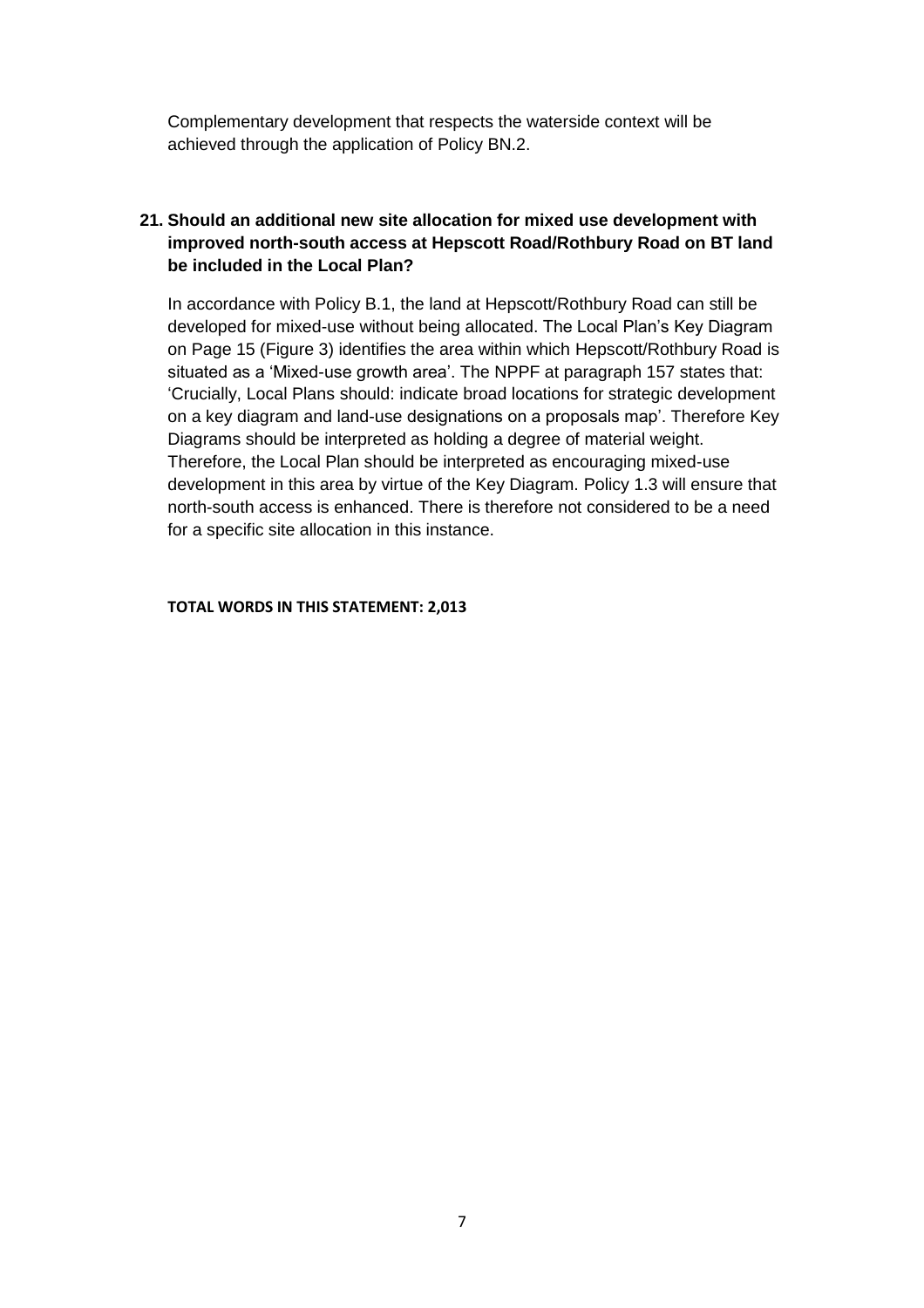Complementary development that respects the waterside context will be achieved through the application of Policy BN.2.

**21. Should an additional new site allocation for mixed use development with improved north-south access at Hepscott Road/Rothbury Road on BT land be included in the Local Plan?**

In accordance with Policy B.1, the land at Hepscott/Rothbury Road can still be developed for mixed-use without being allocated. The Local Plan's Key Diagram on Page 15 (Figure 3) identifies the area within which Hepscott/Rothbury Road is situated as a 'Mixed-use growth area'. The NPPF at paragraph 157 states that: 'Crucially, Local Plans should: indicate broad locations for strategic development on a key diagram and land-use designations on a proposals map'. Therefore Key Diagrams should be interpreted as holding a degree of material weight. Therefore, the Local Plan should be interpreted as encouraging mixed-use development in this area by virtue of the Key Diagram. Policy 1.3 will ensure that north-south access is enhanced. There is therefore not considered to be a need for a specific site allocation in this instance.

**TOTAL WORDS IN THIS STATEMENT: 2,013**